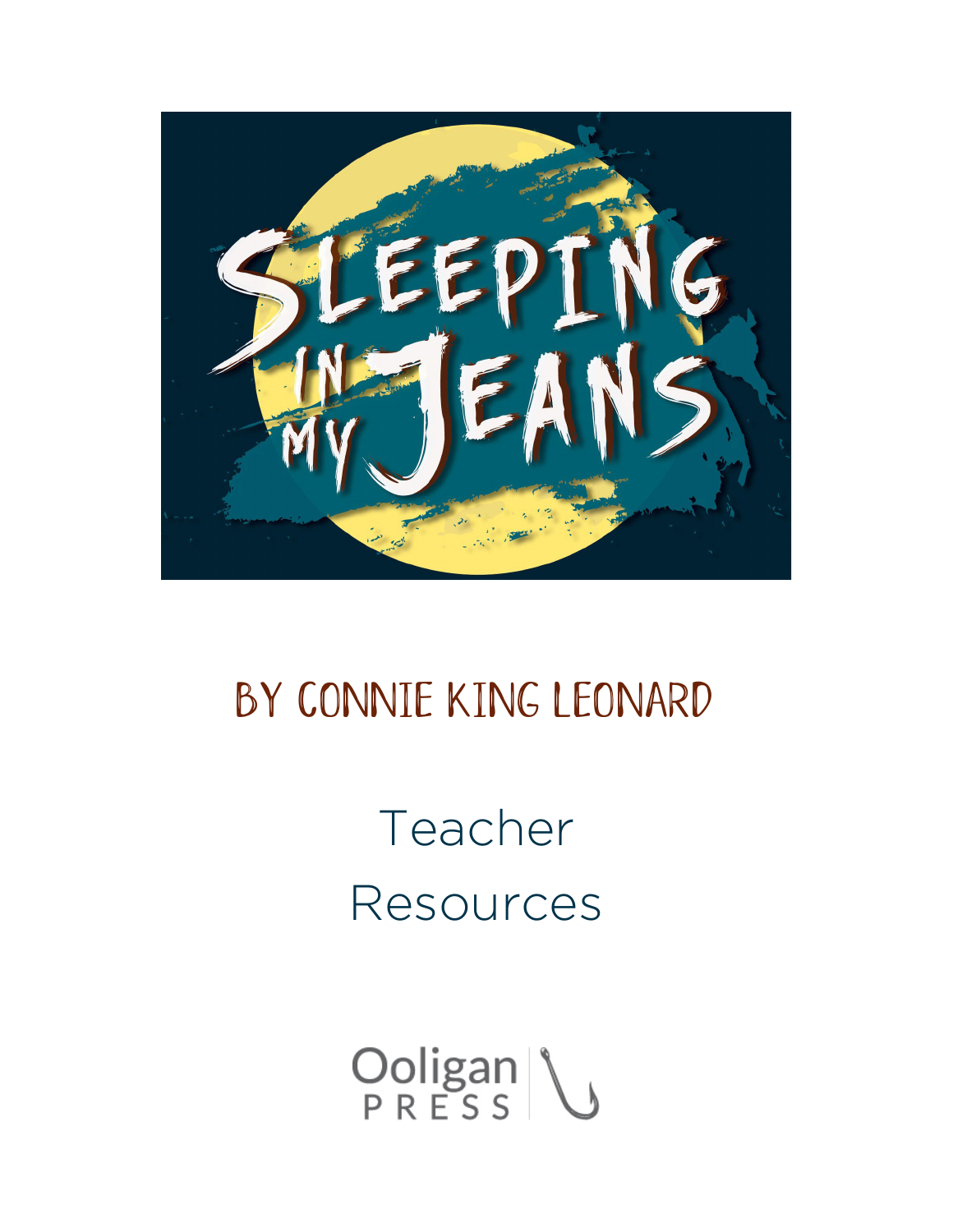# Sleeping in My Jeans

## By Connie King Leonard

Teacher Resources

Ooligan Press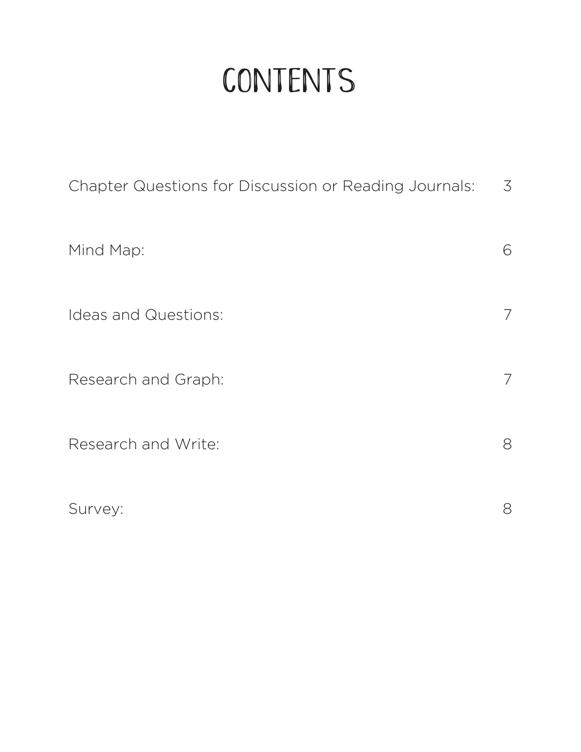# CONTENTS

| | |
|---|---|
| Chapter Questions for Discussion or Reading Journals: | 3 |
| Mind Map: | 6 |
| Ideas and Questions: | 7 |
| Research and Graph: | 7 |
| Research and Write: | 8 |
| Survey: | 8 |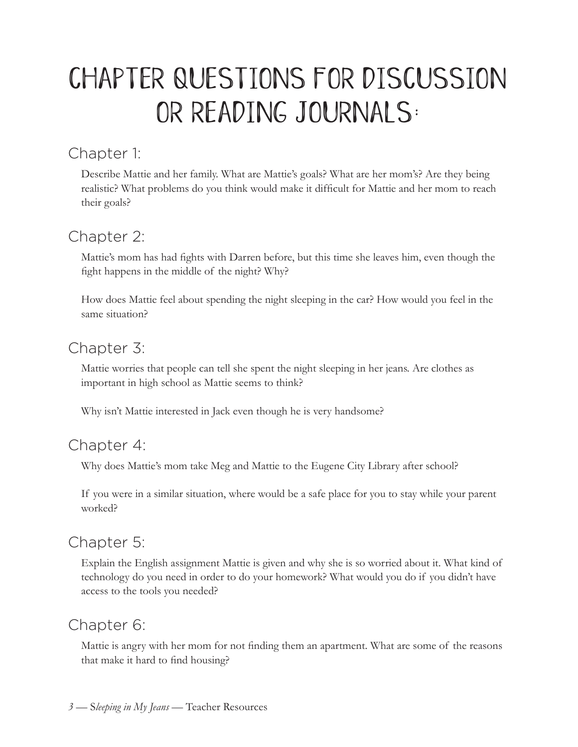# Chapter Questions for Discussion or Reading Journals:

## Chapter 1:

Describe Mattie and her family. What are Mattie's goals? What are her mom's? Are they being realistic? What problems do you think would make it difficult for Mattie and her mom to reach their goals?

## Chapter 2:

Mattie's mom has had fights with Darren before, but this time she leaves him, even though the fight happens in the middle of the night? Why?

How does Mattie feel about spending the night sleeping in the car? How would you feel in the same situation?

## Chapter 3:

Mattie worries that people can tell she spent the night sleeping in her jeans. Are clothes as important in high school as Mattie seems to think?

Why isn't Mattie interested in Jack even though he is very handsome?

## Chapter 4:

Why does Mattie's mom take Meg and Mattie to the Eugene City Library after school?

If you were in a similar situation, where would be a safe place for you to stay while your parent worked?

## Chapter 5:

Explain the English assignment Mattie is given and why she is so worried about it. What kind of technology do you need in order to do your homework? What would you do if you didn't have access to the tools you needed?

## Chapter 6:

Mattie is angry with her mom for not finding them an apartment. What are some of the reasons that make it hard to find housing?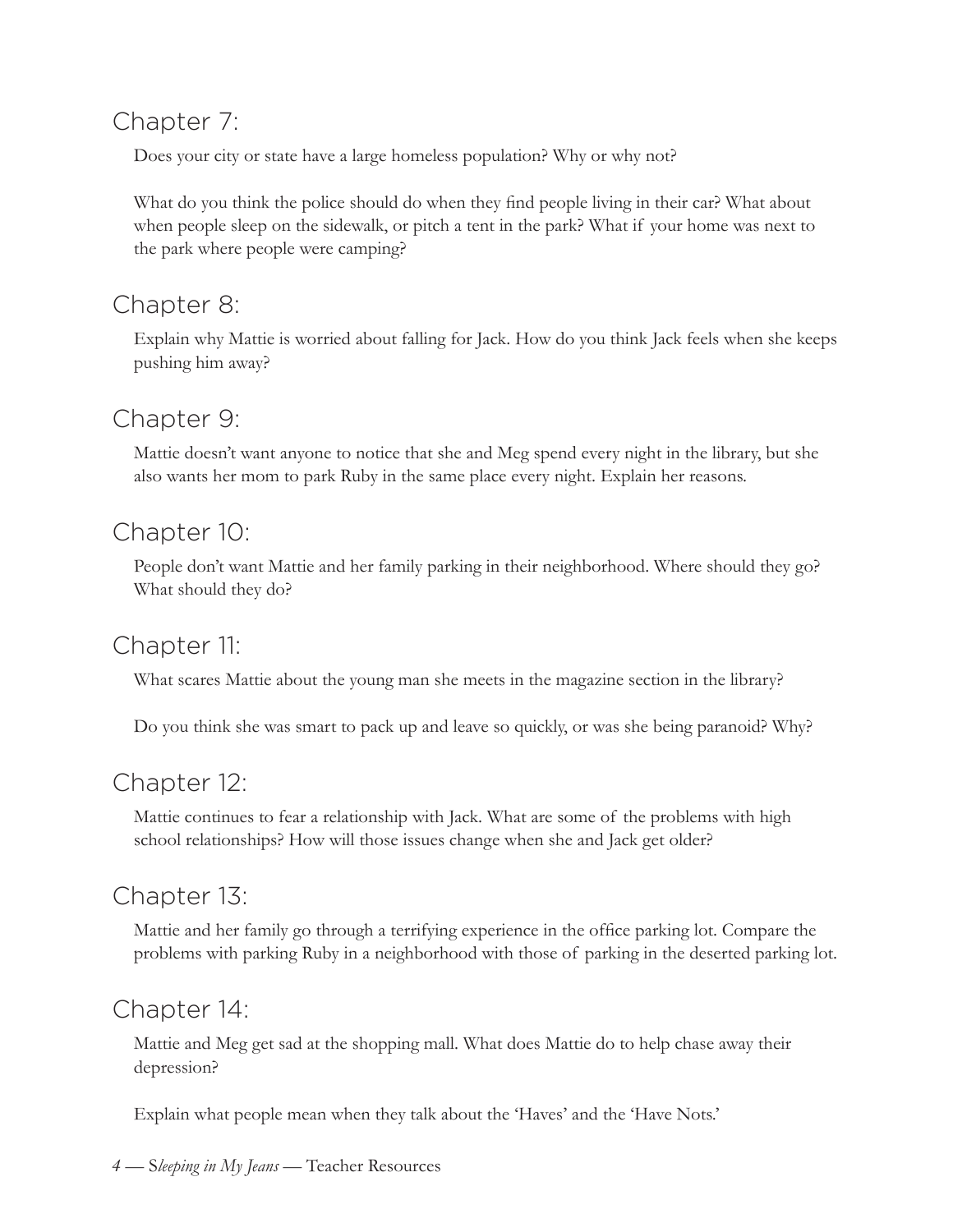## Chapter 7:

Does your city or state have a large homeless population? Why or why not?

What do you think the police should do when they find people living in their car? What about when people sleep on the sidewalk, or pitch a tent in the park? What if your home was next to the park where people were camping?

## Chapter 8:

Explain why Mattie is worried about falling for Jack. How do you think Jack feels when she keeps pushing him away?

## Chapter 9:

Mattie doesn't want anyone to notice that she and Meg spend every night in the library, but she also wants her mom to park Ruby in the same place every night. Explain her reasons.

## Chapter 10:

People don't want Mattie and her family parking in their neighborhood. Where should they go? What should they do?

## Chapter 11:

What scares Mattie about the young man she meets in the magazine section in the library?

Do you think she was smart to pack up and leave so quickly, or was she being paranoid? Why?

## Chapter 12:

Mattie continues to fear a relationship with Jack. What are some of the problems with high school relationships? How will those issues change when she and Jack get older?

## Chapter 13:

Mattie and her family go through a terrifying experience in the office parking lot. Compare the problems with parking Ruby in a neighborhood with those of parking in the deserted parking lot.

## Chapter 14:

Mattie and Meg get sad at the shopping mall. What does Mattie do to help chase away their depression?

Explain what people mean when they talk about the 'Haves' and the 'Have Nots.'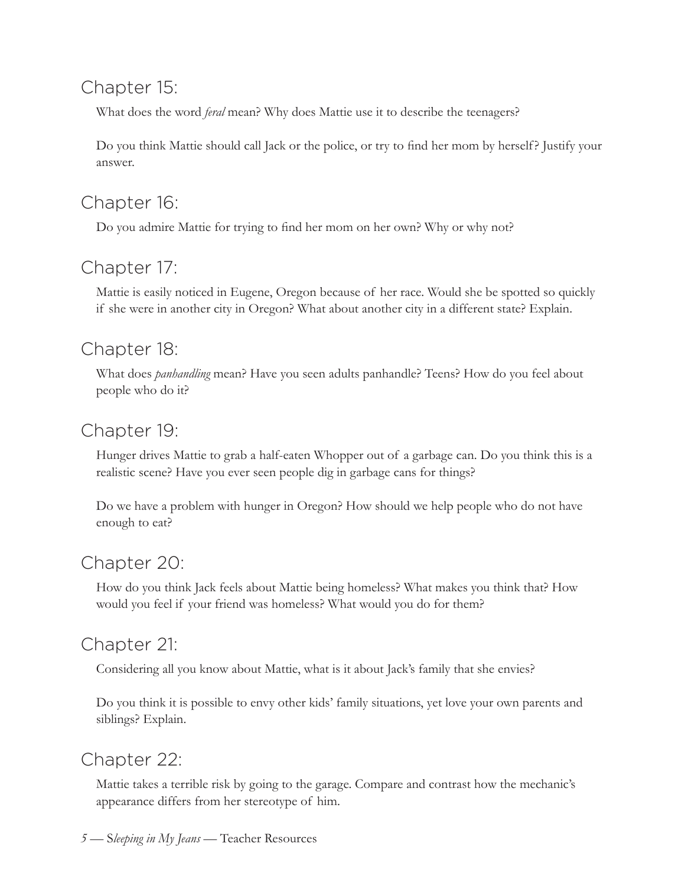## Chapter 15:

What does the word *feral* mean? Why does Mattie use it to describe the teenagers?

Do you think Mattie should call Jack or the police, or try to find her mom by herself? Justify your answer.

## Chapter 16:

Do you admire Mattie for trying to find her mom on her own? Why or why not?

## Chapter 17:

Mattie is easily noticed in Eugene, Oregon because of her race. Would she be spotted so quickly if she were in another city in Oregon? What about another city in a different state? Explain.

## Chapter 18:

What does *panhandling* mean? Have you seen adults panhandle? Teens? How do you feel about people who do it?

## Chapter 19:

Hunger drives Mattie to grab a half-eaten Whopper out of a garbage can. Do you think this is a realistic scene? Have you ever seen people dig in garbage cans for things?

Do we have a problem with hunger in Oregon? How should we help people who do not have enough to eat?

## Chapter 20:

How do you think Jack feels about Mattie being homeless? What makes you think that? How would you feel if your friend was homeless? What would you do for them?

## Chapter 21:

Considering all you know about Mattie, what is it about Jack's family that she envies?

Do you think it is possible to envy other kids' family situations, yet love your own parents and siblings? Explain.

## Chapter 22:

Mattie takes a terrible risk by going to the garage. Compare and contrast how the mechanic's appearance differs from her stereotype of him.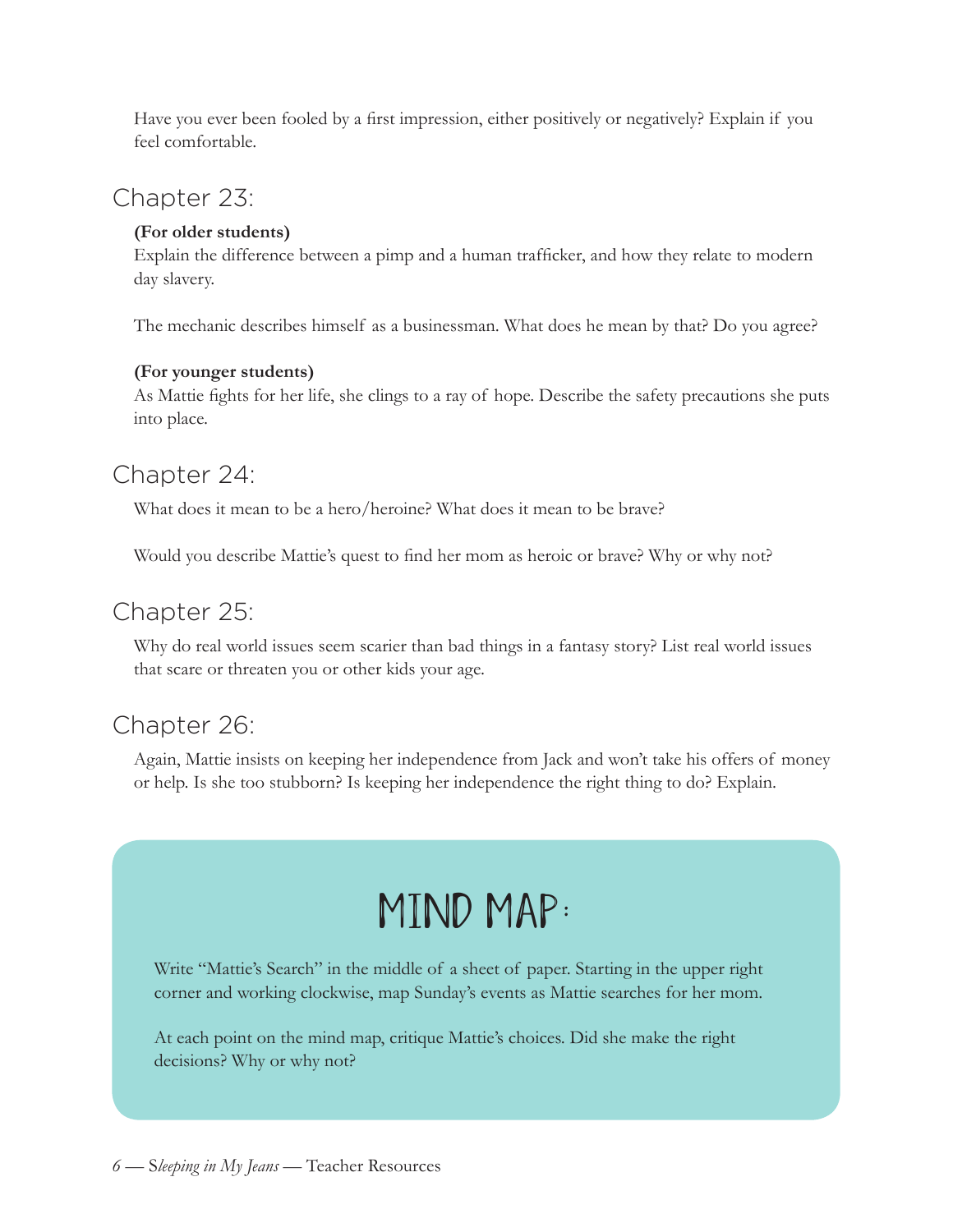Have you ever been fooled by a first impression, either positively or negatively? Explain if you feel comfortable.

## Chapter 23:

**(For older students)**
Explain the difference between a pimp and a human trafficker, and how they relate to modern day slavery.

The mechanic describes himself as a businessman. What does he mean by that? Do you agree?

**(For younger students)**
As Mattie fights for her life, she clings to a ray of hope. Describe the safety precautions she puts into place.

## Chapter 24:

What does it mean to be a hero/heroine? What does it mean to be brave?

Would you describe Mattie's quest to find her mom as heroic or brave? Why or why not?

## Chapter 25:

Why do real world issues seem scarier than bad things in a fantasy story? List real world issues that scare or threaten you or other kids your age.

## Chapter 26:

Again, Mattie insists on keeping her independence from Jack and won't take his offers of money or help. Is she too stubborn? Is keeping her independence the right thing to do? Explain.

## MIND MAP:

Write "Mattie's Search" in the middle of a sheet of paper. Starting in the upper right corner and working clockwise, map Sunday's events as Mattie searches for her mom.

At each point on the mind map, critique Mattie's choices. Did she make the right decisions? Why or why not?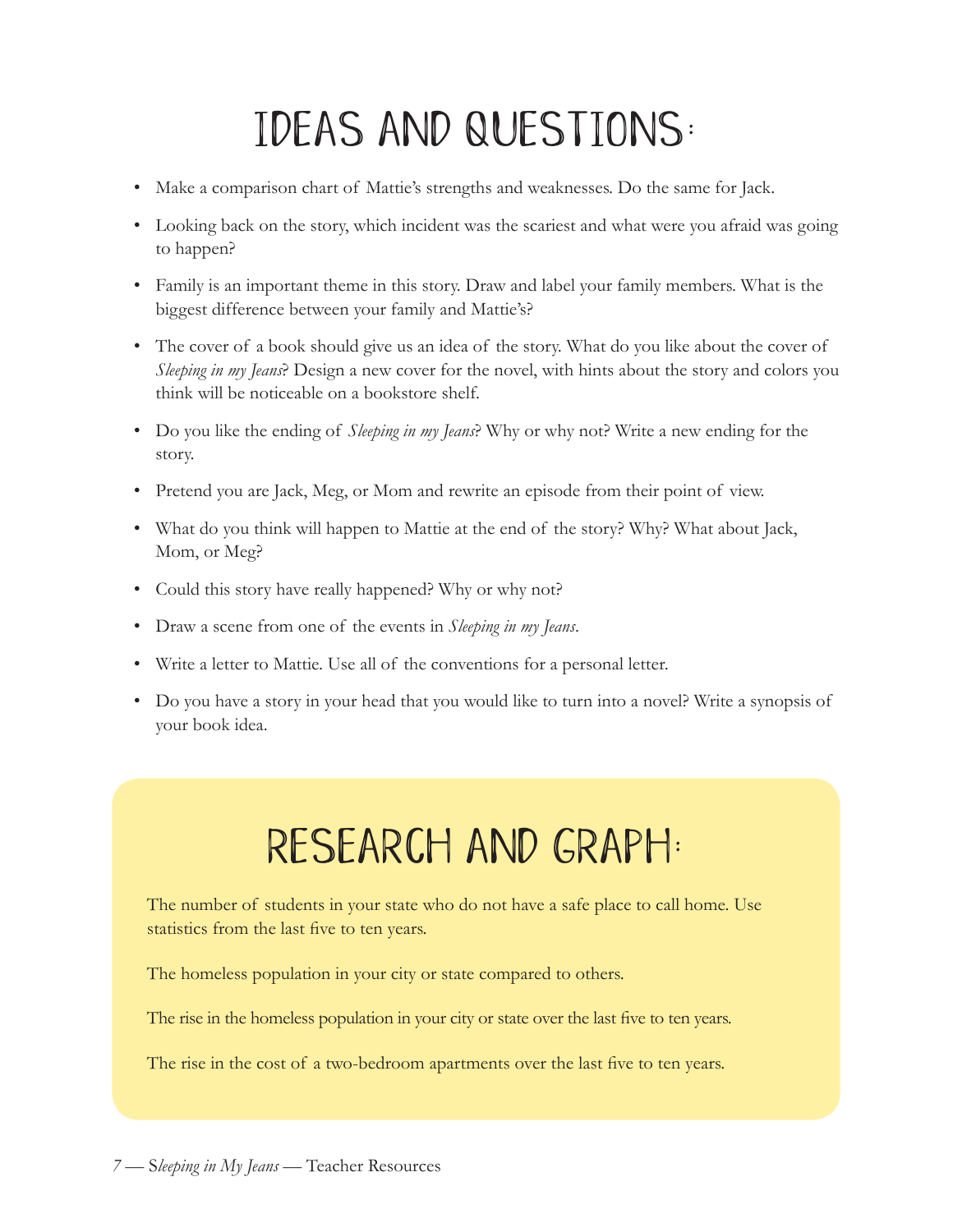# IDEAS AND QUESTIONS:

- Make a comparison chart of Mattie's strengths and weaknesses. Do the same for Jack.
- Looking back on the story, which incident was the scariest and what were you afraid was going to happen?
- Family is an important theme in this story. Draw and label your family members. What is the biggest difference between your family and Mattie's?
- The cover of a book should give us an idea of the story. What do you like about the cover of *Sleeping in my Jeans*? Design a new cover for the novel, with hints about the story and colors you think will be noticeable on a bookstore shelf.
- Do you like the ending of *Sleeping in my Jeans*? Why or why not? Write a new ending for the story.
- Pretend you are Jack, Meg, or Mom and rewrite an episode from their point of view.
- What do you think will happen to Mattie at the end of the story? Why? What about Jack, Mom, or Meg?
- Could this story have really happened? Why or why not?
- Draw a scene from one of the events in *Sleeping in my Jeans*.
- Write a letter to Mattie. Use all of the conventions for a personal letter.
- Do you have a story in your head that you would like to turn into a novel? Write a synopsis of your book idea.

# RESEARCH AND GRAPH:

The number of students in your state who do not have a safe place to call home. Use statistics from the last five to ten years.

The homeless population in your city or state compared to others.

The rise in the homeless population in your city or state over the last five to ten years.

The rise in the cost of a two-bedroom apartments over the last five to ten years.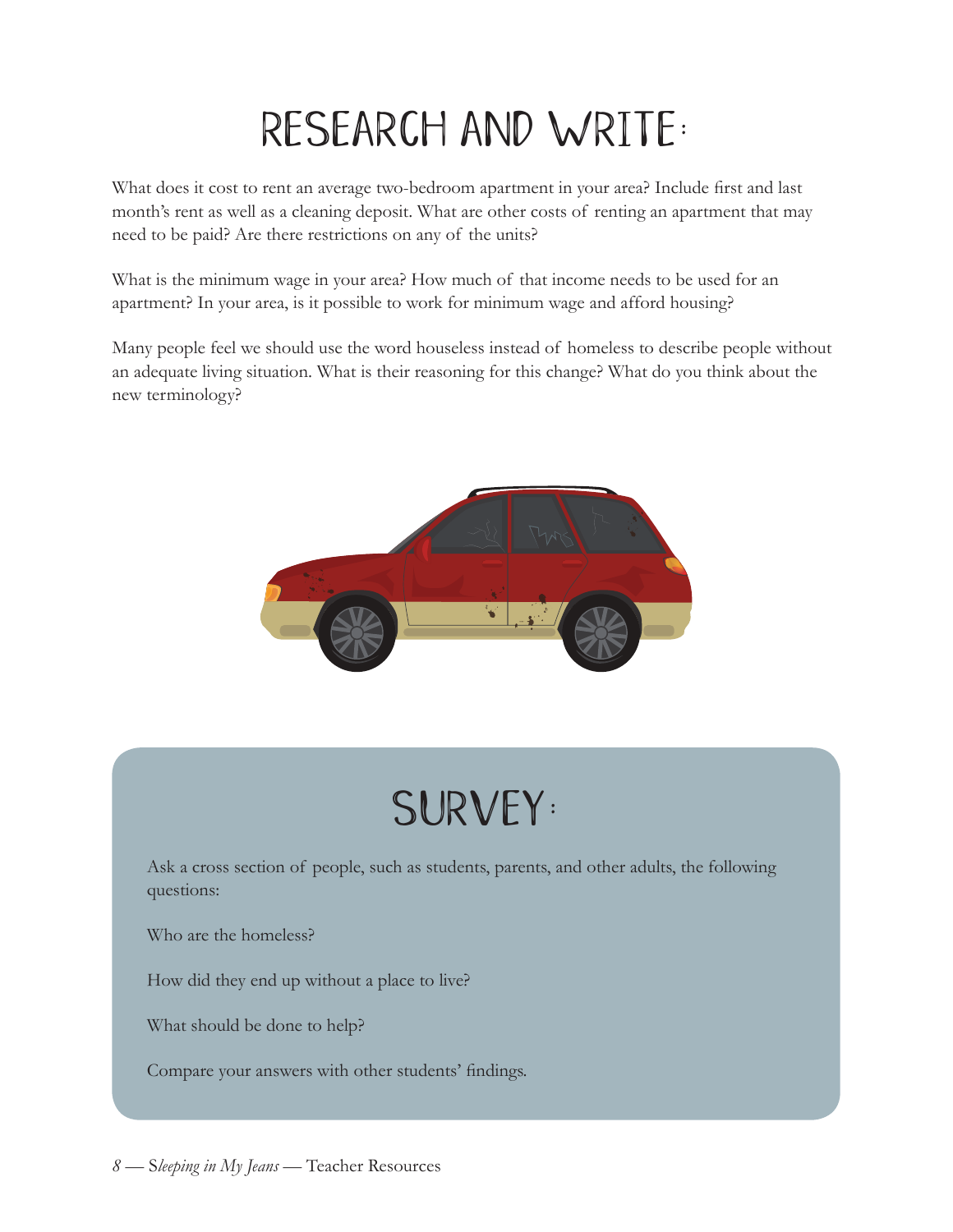# RESEARCH AND WRITE:

What does it cost to rent an average two-bedroom apartment in your area? Include first and last month's rent as well as a cleaning deposit. What are other costs of renting an apartment that may need to be paid? Are there restrictions on any of the units?

What is the minimum wage in your area? How much of that income needs to be used for an apartment? In your area, is it possible to work for minimum wage and afford housing?

Many people feel we should use the word houseless instead of homeless to describe people without an adequate living situation. What is their reasoning for this change? What do you think about the new terminology?

## SURVEY:

Ask a cross section of people, such as students, parents, and other adults, the following questions:

Who are the homeless?

How did they end up without a place to live?

What should be done to help?

Compare your answers with other students' findings.